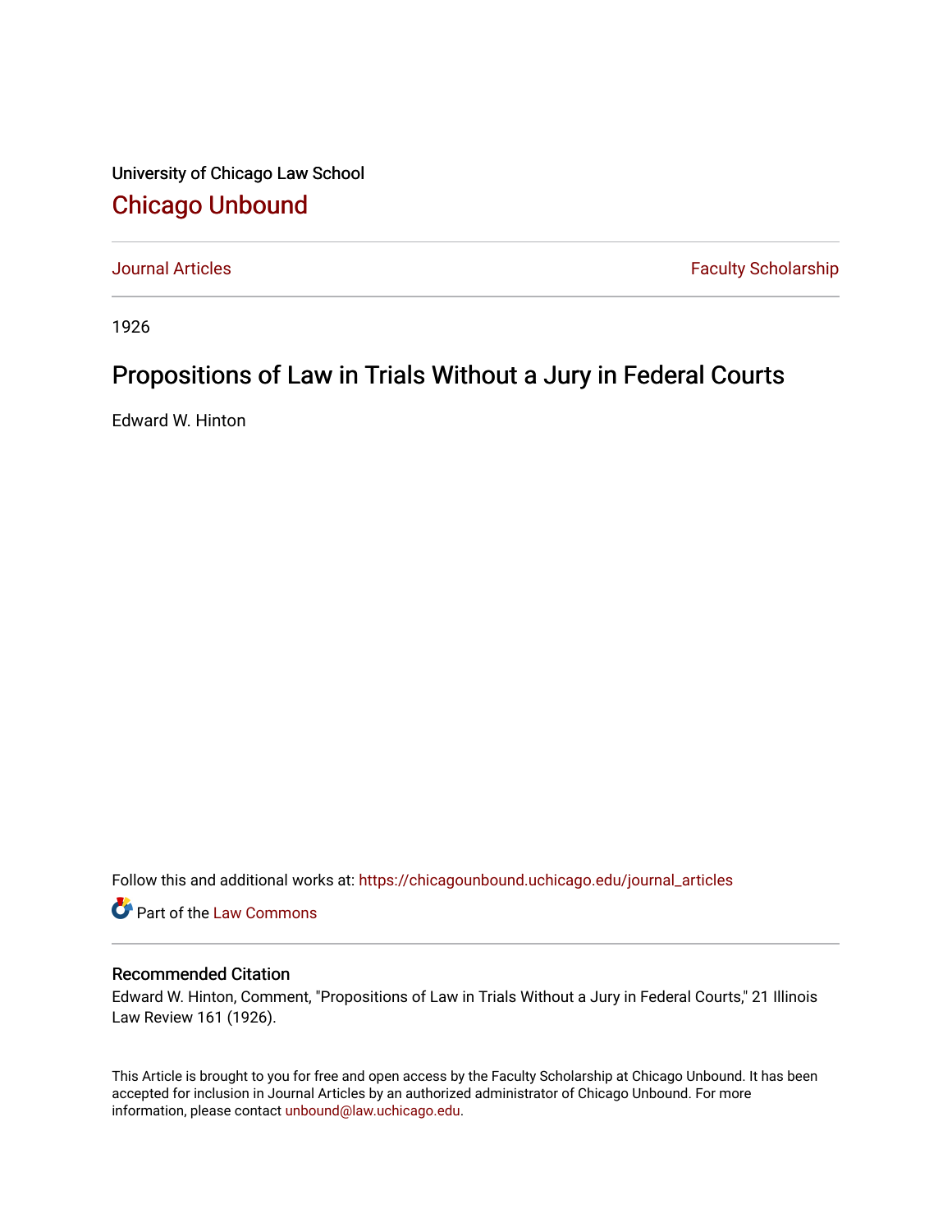University of Chicago Law School

# Chicago Unbound

Journal Articles | Faculty Scholarship

1926

## Propositions of Law in Trials Without a Jury in Federal Courts

Edward W. Hinton

Follow this and additional works at: https://chicagounbound.uchicago.edu/journal_articles

Part of the Law Commons

### Recommended Citation

Edward W. Hinton, Comment, "Propositions of Law in Trials Without a Jury in Federal Courts," 21 Illinois Law Review 161 (1926).

This Article is brought to you for free and open access by the Faculty Scholarship at Chicago Unbound. It has been accepted for inclusion in Journal Articles by an authorized administrator of Chicago Unbound. For more information, please contact unbound@law.uchicago.edu.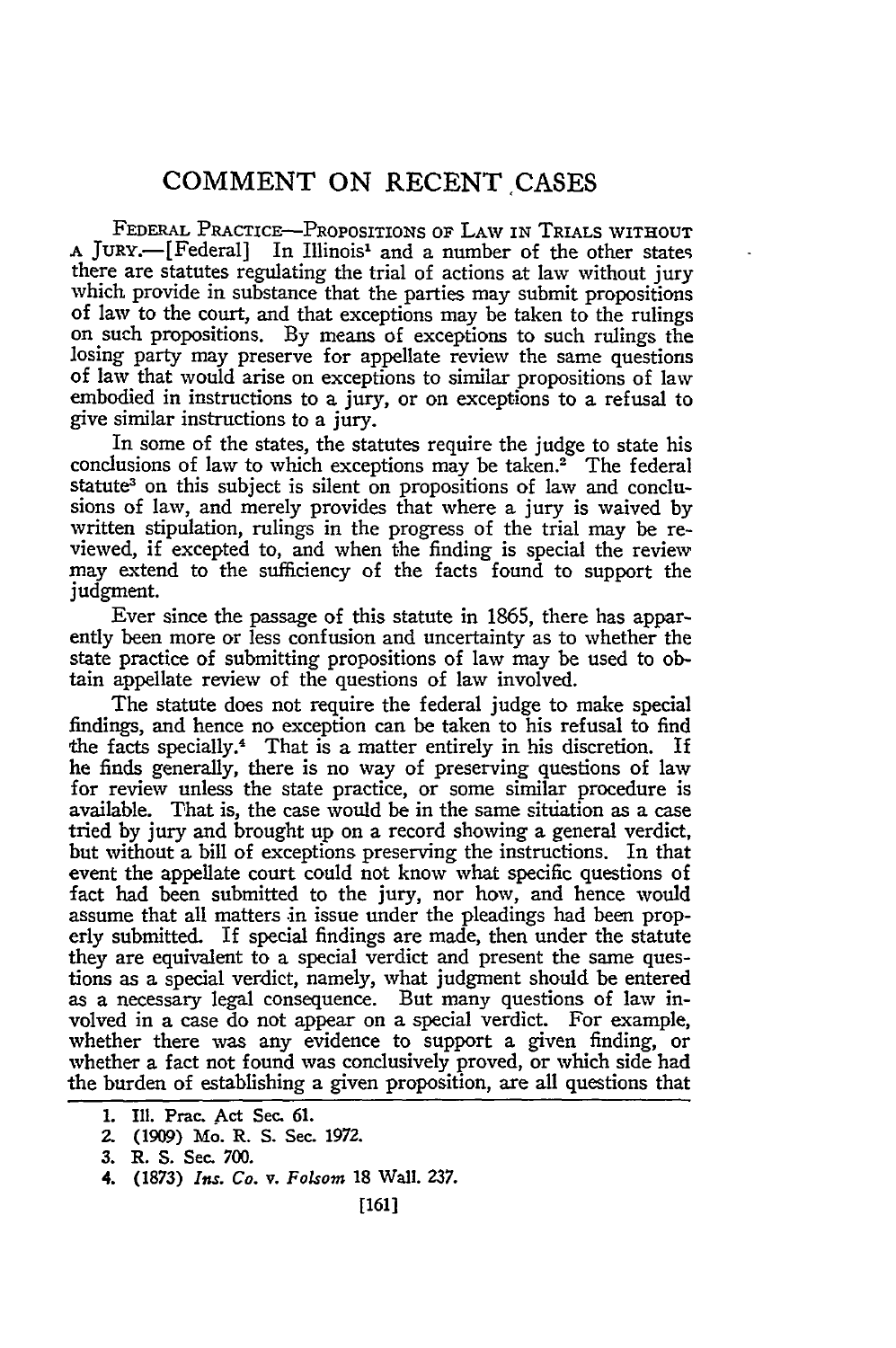# COMMENT ON RECENT CASES

FEDERAL PRACTICE—PROPOSITIONS OF LAW IN TRIALS WITHOUT A JURY.—[Federal] In Illinois[1] and a number of the other states there are statutes regulating the trial of actions at law without jury which provide in substance that the parties may submit propositions of law to the court, and that exceptions may be taken to the rulings on such propositions. By means of exceptions to such rulings the losing party may preserve for appellate review the same questions of law that would arise on exceptions to similar propositions of law embodied in instructions to a jury, or on exceptions to a refusal to give similar instructions to a jury.

In some of the states, the statutes require the judge to state his conclusions of law to which exceptions may be taken.[2] The federal statute[3] on this subject is silent on propositions of law and conclusions of law, and merely provides that where a jury is waived by written stipulation, rulings in the progress of the trial may be reviewed, if excepted to, and when the finding is special the review may extend to the sufficiency of the facts found to support the judgment.

Ever since the passage of this statute in 1865, there has apparently been more or less confusion and uncertainty as to whether the state practice of submitting propositions of law may be used to obtain appellate review of the questions of law involved.

The statute does not require the federal judge to make special findings, and hence no exception can be taken to his refusal to find the facts specially.[4] That is a matter entirely in his discretion. If he finds generally, there is no way of preserving questions of law for review unless the state practice, or some similar procedure is available. That is, the case would be in the same situation as a case tried by jury and brought up on a record showing a general verdict, but without a bill of exceptions preserving the instructions. In that event the appellate court could not know what specific questions of fact had been submitted to the jury, nor how, and hence would assume that all matters in issue under the pleadings had been properly submitted. If special findings are made, then under the statute they are equivalent to a special verdict and present the same questions as a special verdict, namely, what judgment should be entered as a necessary legal consequence. But many questions of law involved in a case do not appear on a special verdict. For example, whether there was any evidence to support a given finding, or whether a fact not found was conclusively proved, or which side had the burden of establishing a given proposition, are all questions that

1. Ill. Prac. Act Sec. 61.
2. (1909) Mo. R. S. Sec. 1972.
3. R. S. Sec. 700.
4. (1873) *Ins. Co.* v. *Folsom* 18 Wall. 237.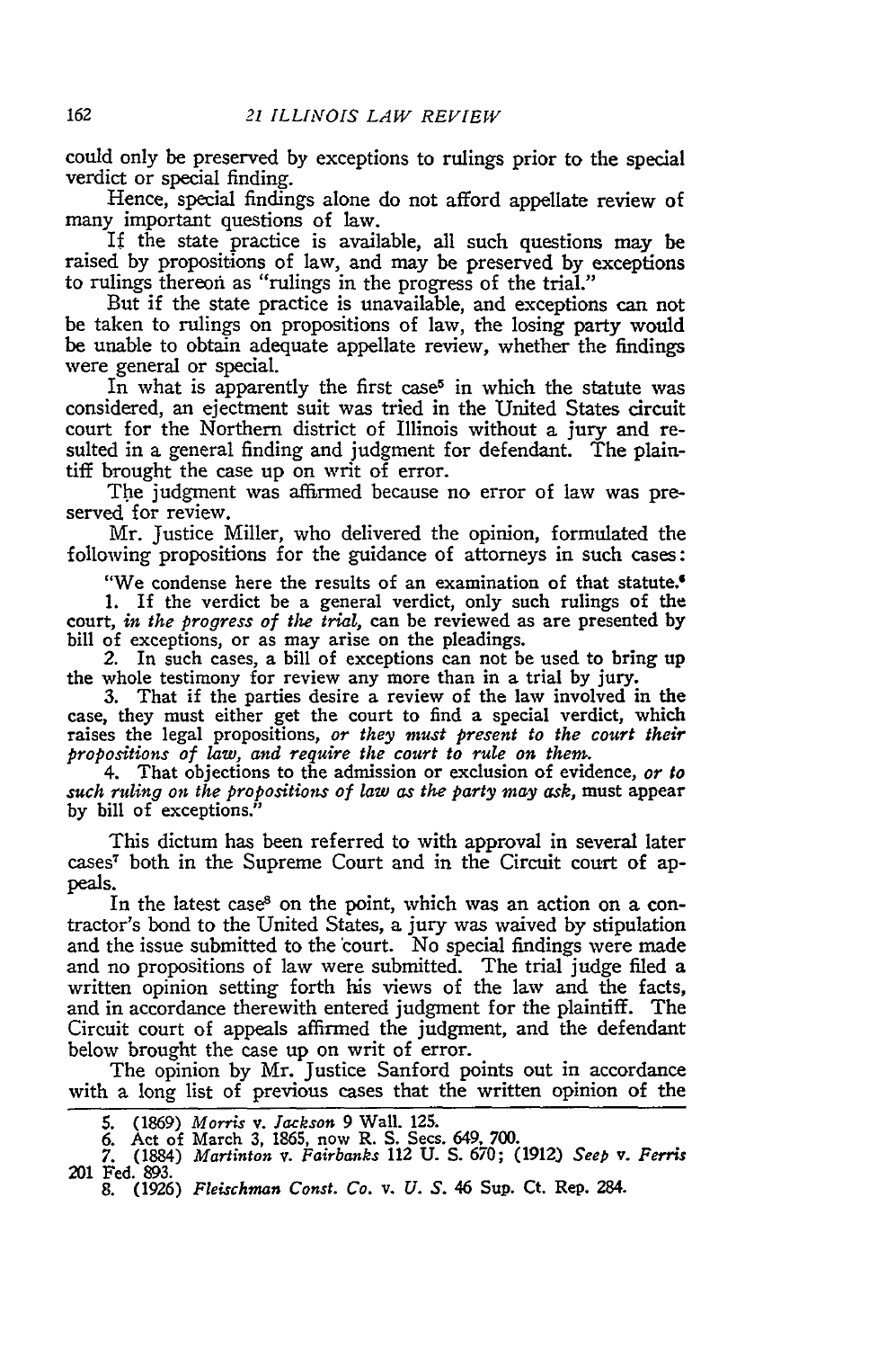could only be preserved by exceptions to rulings prior to the special verdict or special finding.

Hence, special findings alone do not afford appellate review of many important questions of law.

If the state practice is available, all such questions may be raised by propositions of law, and may be preserved by exceptions to rulings thereon as "rulings in the progress of the trial."

But if the state practice is unavailable, and exceptions can not be taken to rulings on propositions of law, the losing party would be unable to obtain adequate appellate review, whether the findings were general or special.

In what is apparently the first case[5] in which the statute was considered, an ejectment suit was tried in the United States circuit court for the Northern district of Illinois without a jury and resulted in a general finding and judgment for defendant. The plaintiff brought the case up on writ of error.

The judgment was affirmed because no error of law was preserved for review.

Mr. Justice Miller, who delivered the opinion, formulated the following propositions for the guidance of attorneys in such cases:

"We condense here the results of an examination of that statute.[6]

1. If the verdict be a general verdict, only such rulings of the court, *in the progress of the trial*, can be reviewed as are presented by bill of exceptions, or as may arise on the pleadings.

2. In such cases, a bill of exceptions can not be used to bring up the whole testimony for review any more than in a trial by jury.

3. That if the parties desire a review of the law involved in the case, they must either get the court to find a special verdict, which raises the legal propositions, *or they must present to the court their propositions of law, and require the court to rule on them.*

4. That objections to the admission or exclusion of evidence, *or to such ruling on the propositions of law as the party may ask,* must appear by bill of exceptions."

This dictum has been referred to with approval in several later cases[7] both in the Supreme Court and in the Circuit court of appeals.

In the latest case[8] on the point, which was an action on a contractor's bond to the United States, a jury was waived by stipulation and the issue submitted to the court. No special findings were made and no propositions of law were submitted. The trial judge filed a written opinion setting forth his views of the law and the facts, and in accordance therewith entered judgment for the plaintiff. The Circuit court of appeals affirmed the judgment, and the defendant below brought the case up on writ of error.

The opinion by Mr. Justice Sanford points out in accordance with a long list of previous cases that the written opinion of the

---

5. (1869) *Morris v. Jackson* 9 Wall. 125.
6. Act of March 3, 1865, now R. S. Secs. 649, 700.
7. (1884) *Martinton v. Fairbanks* 112 U. S. 670; (1912) *Seep v. Ferris* 201 Fed. 893.
8. (1926) *Fleischman Const. Co. v. U. S.* 46 Sup. Ct. Rep. 284.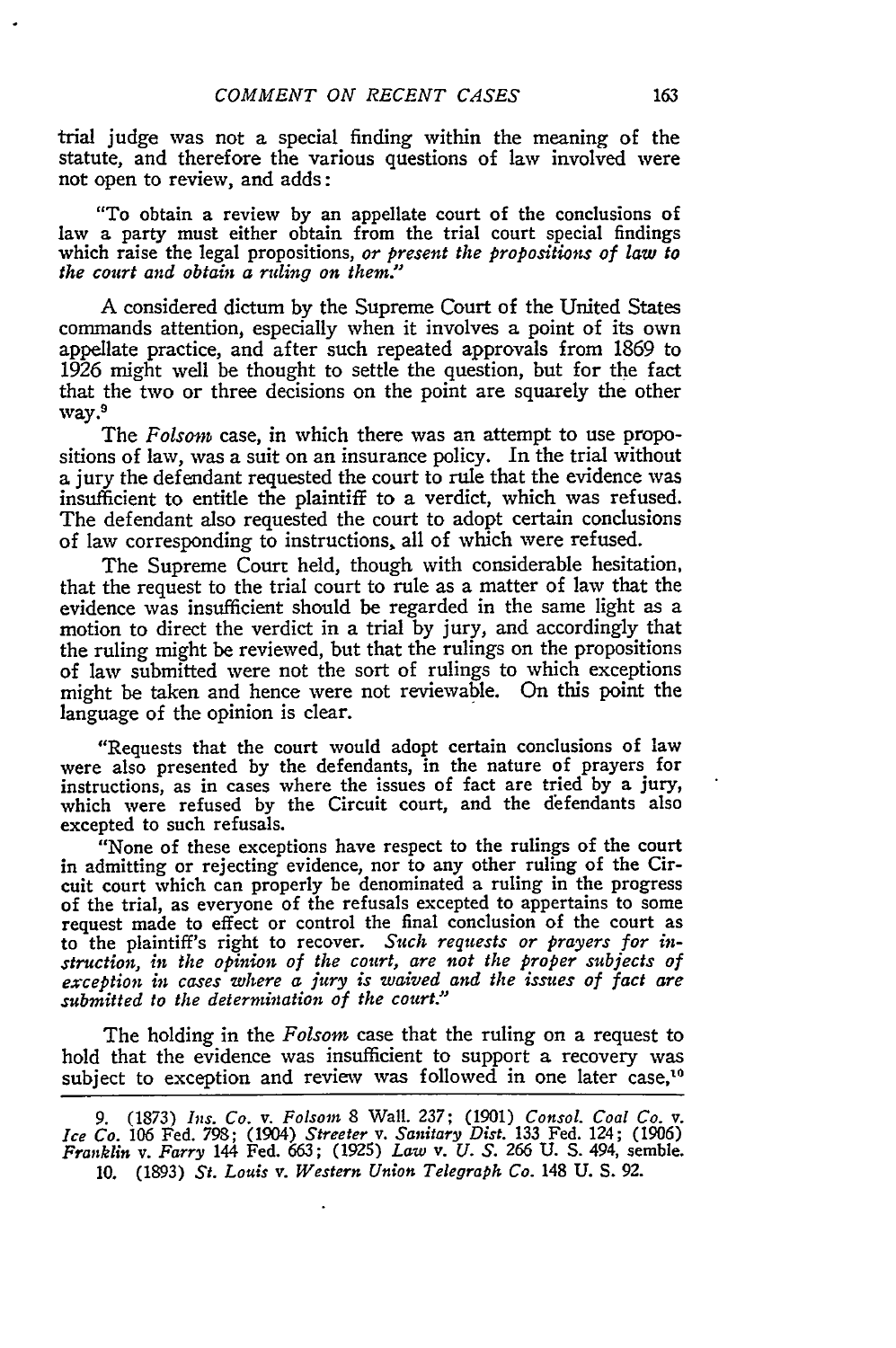trial judge was not a special finding within the meaning of the statute, and therefore the various questions of law involved were not open to review, and adds:

> "To obtain a review by an appellate court of the conclusions of law a party must either obtain from the trial court special findings which raise the legal propositions, *or present the propositions of law to the court and obtain a ruling on them.*"

A considered dictum by the Supreme Court of the United States commands attention, especially when it involves a point of its own appellate practice, and after such repeated approvals from 1869 to 1926 might well be thought to settle the question, but for the fact that the two or three decisions on the point are squarely the other way.[9]

The *Folsom* case, in which there was an attempt to use propositions of law, was a suit on an insurance policy. In the trial without a jury the defendant requested the court to rule that the evidence was insufficient to entitle the plaintiff to a verdict, which was refused. The defendant also requested the court to adopt certain conclusions of law corresponding to instructions, all of which were refused.

The Supreme Court held, though with considerable hesitation, that the request to the trial court to rule as a matter of law that the evidence was insufficient should be regarded in the same light as a motion to direct the verdict in a trial by jury, and accordingly that the ruling might be reviewed, but that the rulings on the propositions of law submitted were not the sort of rulings to which exceptions might be taken and hence were not reviewable. On this point the language of the opinion is clear.

> "Requests that the court would adopt certain conclusions of law were also presented by the defendants, in the nature of prayers for instructions, as in cases where the issues of fact are tried by a jury, which were refused by the Circuit court, and the defendants also excepted to such refusals.
>
> "None of these exceptions have respect to the rulings of the court in admitting or rejecting evidence, nor to any other ruling of the Circuit court which can properly be denominated a ruling in the progress of the trial, as everyone of the refusals excepted to appertains to some request made to effect or control the final conclusion of the court as to the plaintiff's right to recover. *Such requests or prayers for instruction, in the opinion of the court, are not the proper subjects of exception in cases where a jury is waived and the issues of fact are submitted to the determination of the court.*"

The holding in the *Folsom* case that the ruling on a request to hold that the evidence was insufficient to support a recovery was subject to exception and review was followed in one later case,[10]

---

9. (1873) *Ins. Co. v. Folsom* 8 Wall. 237; (1901) *Consol. Coal Co. v. Ice Co.* 106 Fed. 798; (1904) *Streeter v. Sanitary Dist.* 133 Fed. 124; (1906) *Franklin v. Farry* 144 Fed. 663; (1925) *Law v. U. S.* 266 U. S. 494, semble.

10. (1893) *St. Louis v. Western Union Telegraph Co.* 148 U. S. 92.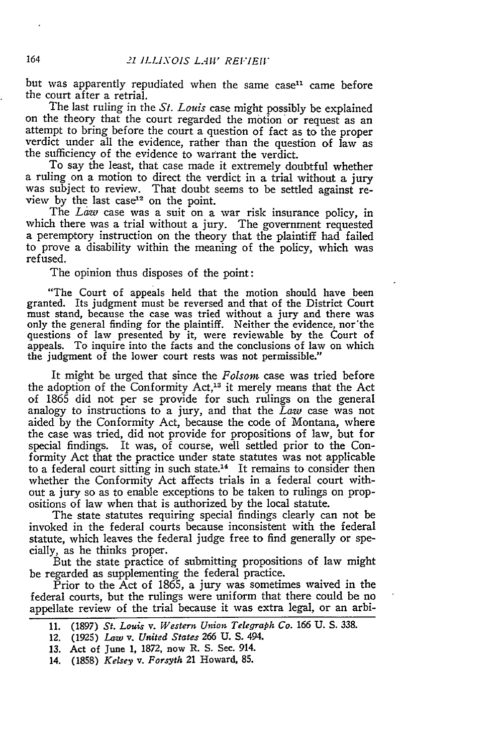but was apparently repudiated when the same case[11] came before the court after a retrial.

The last ruling in the *St. Louis* case might possibly be explained on the theory that the court regarded the motion or request as an attempt to bring before the court a question of fact as to the proper verdict under all the evidence, rather than the question of law as the sufficiency of the evidence to warrant the verdict.

To say the least, that case made it extremely doubtful whether a ruling on a motion to direct the verdict in a trial without a jury was subject to review. That doubt seems to be settled against review by the last case[12] on the point.

The *Law* case was a suit on a war risk insurance policy, in which there was a trial without a jury. The government requested a peremptory instruction on the theory that the plaintiff had failed to prove a disability within the meaning of the policy, which was refused.

The opinion thus disposes of the point:

> "The Court of appeals held that the motion should have been granted. Its judgment must be reversed and that of the District Court must stand, because the case was tried without a jury and there was only the general finding for the plaintiff. Neither the evidence, nor the questions of law presented by it, were reviewable by the Court of appeals. To inquire into the facts and the conclusions of law on which the judgment of the lower court rests was not permissible."

It might be urged that since the *Folsom* case was tried before the adoption of the Conformity Act,[13] it merely means that the Act of 1865 did not per se provide for such rulings on the general analogy to instructions to a jury, and that the *Law* case was not aided by the Conformity Act, because the code of Montana, where the case was tried, did not provide for propositions of law, but for special findings. It was, of course, well settled prior to the Conformity Act that the practice under state statutes was not applicable to a federal court sitting in such state.[14] It remains to consider then whether the Conformity Act affects trials in a federal court without a jury so as to enable exceptions to be taken to rulings on propositions of law when that is authorized by the local statute.

The state statutes requiring special findings clearly can not be invoked in the federal courts because inconsistent with the federal statute, which leaves the federal judge free to find generally or specially, as he thinks proper.

But the state practice of submitting propositions of law might be regarded as supplementing the federal practice.

Prior to the Act of 1865, a jury was sometimes waived in the federal courts, but the rulings were uniform that there could be no appellate review of the trial because it was extra legal, or an arbi-

---

11. (1897) *St. Louis v. Western Union Telegraph Co.* 166 U. S. 338.
12. (1925) *Law v. United States* 266 U. S. 494.
13. Act of June 1, 1872, now R. S. Sec. 914.
14. (1858) *Kelsey v. Forsyth* 21 Howard, 85.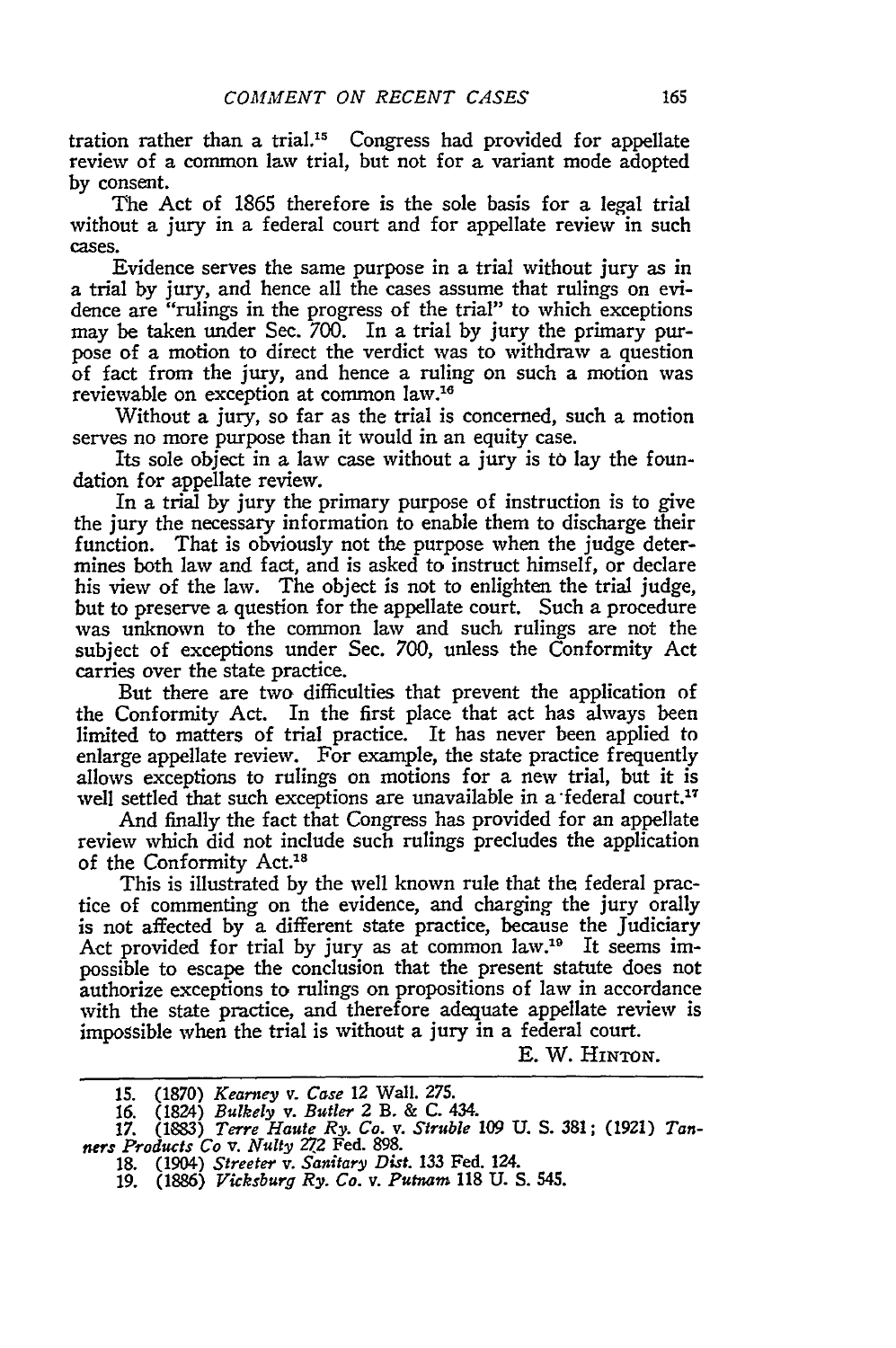tration rather than a trial.[15] Congress had provided for appellate review of a common law trial, but not for a variant mode adopted by consent.

The Act of 1865 therefore is the sole basis for a legal trial without a jury in a federal court and for appellate review in such cases.

Evidence serves the same purpose in a trial without jury as in a trial by jury, and hence all the cases assume that rulings on evidence are "rulings in the progress of the trial" to which exceptions may be taken under Sec. 700. In a trial by jury the primary purpose of a motion to direct the verdict was to withdraw a question of fact from the jury, and hence a ruling on such a motion was reviewable on exception at common law.[16]

Without a jury, so far as the trial is concerned, such a motion serves no more purpose than it would in an equity case.

Its sole object in a law case without a jury is to lay the foundation for appellate review.

In a trial by jury the primary purpose of instruction is to give the jury the necessary information to enable them to discharge their function. That is obviously not the purpose when the judge determines both law and fact, and is asked to instruct himself, or declare his view of the law. The object is not to enlighten the trial judge, but to preserve a question for the appellate court. Such a procedure was unknown to the common law and such rulings are not the subject of exceptions under Sec. 700, unless the Conformity Act carries over the state practice.

But there are two difficulties that prevent the application of the Conformity Act. In the first place that act has always been limited to matters of trial practice. It has never been applied to enlarge appellate review. For example, the state practice frequently allows exceptions to rulings on motions for a new trial, but it is well settled that such exceptions are unavailable in a federal court.[17]

And finally the fact that Congress has provided for an appellate review which did not include such rulings precludes the application of the Conformity Act.[18]

This is illustrated by the well known rule that the federal practice of commenting on the evidence, and charging the jury orally is not affected by a different state practice, because the Judiciary Act provided for trial by jury as at common law.[19] It seems impossible to escape the conclusion that the present statute does not authorize exceptions to rulings on propositions of law in accordance with the state practice, and therefore adequate appellate review is impossible when the trial is without a jury in a federal court.

E. W. Hinton.

---

15. (1870) *Kearney v. Case* 12 Wall. 275.
16. (1824) *Bulkely v. Butler* 2 B. & C. 434.
17. (1883) *Terre Haute Ry. Co. v. Struble* 109 U. S. 381; (1921) *Tanners Products Co v. Nulty* 272 Fed. 898.
18. (1904) *Streeter v. Sanitary Dist.* 133 Fed. 124.
19. (1886) *Vicksburg Ry. Co. v. Putnam* 118 U. S. 545.